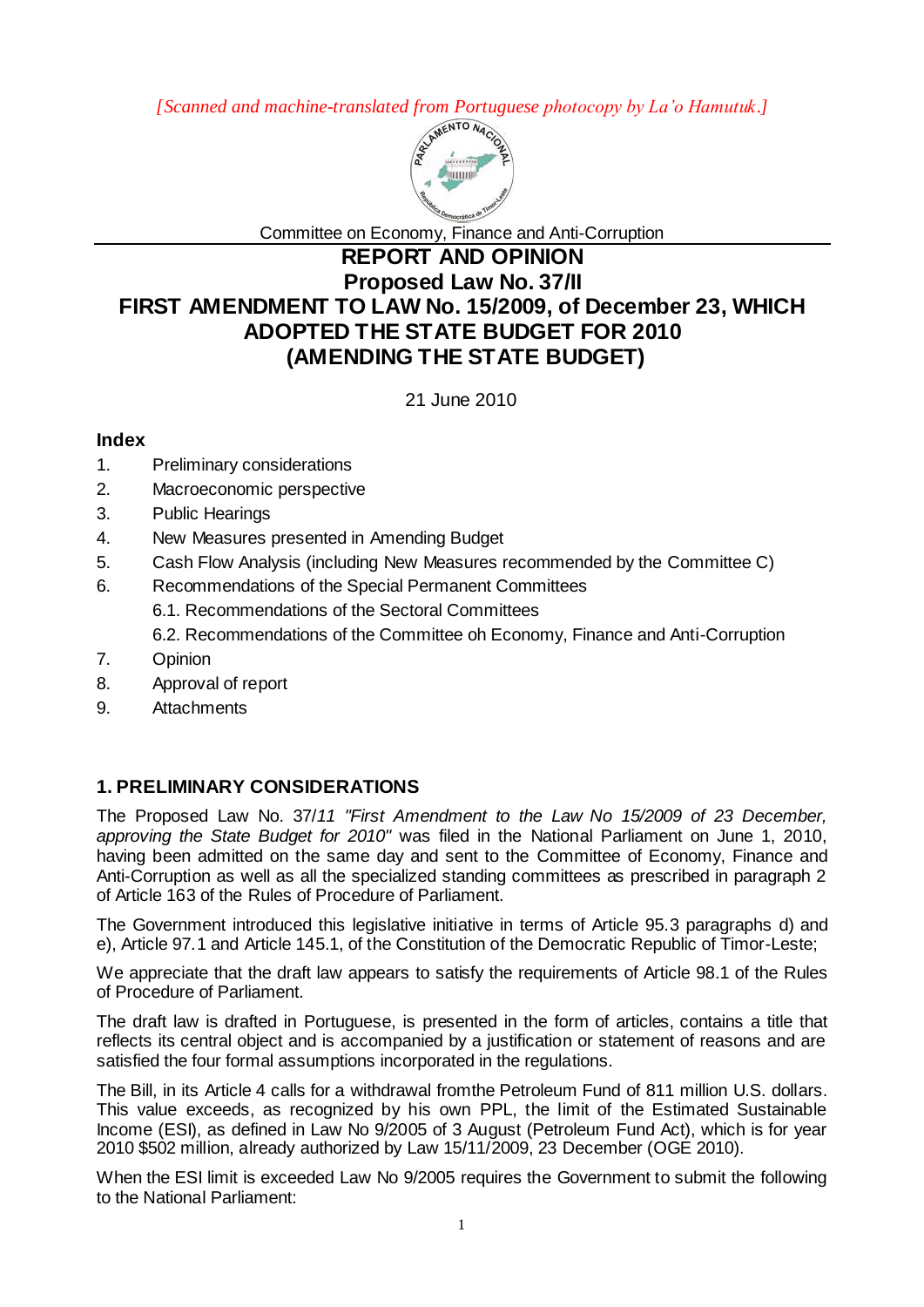*[Scanned and machine-translated from Portuguese photocopy by La'o Hamutuk.]*

Committee on Economy, Finance and Anti-Corruption

# REPORT AND OPINION
# Proposed Law No. 37/II
# FIRST AMENDMENT TO LAW No. 15/2009, of December 23, WHICH ADOPTED THE STATE BUDGET FOR 2010 (AMENDING THE STATE BUDGET)

21 June 2010

### Index

1. Preliminary considerations
2. Macroeconomic perspective
3. Public Hearings
4. New Measures presented in Amending Budget
5. Cash Flow Analysis (including New Measures recommended by the Committee C)
6. Recommendations of the Special Permanent Committees
   6.1. Recommendations of the Sectoral Committees
   6.2. Recommendations of the Committee oh Economy, Finance and Anti-Corruption
7. Opinion
8. Approval of report
9. Attachments

## 1. PRELIMINARY CONSIDERATIONS

The Proposed Law No. 37/*11 "First Amendment to the Law No 15/2009 of 23 December, approving the State Budget for 2010"* was filed in the National Parliament on June 1, 2010, having been admitted on the same day and sent to the Committee of Economy, Finance and Anti-Corruption as well as all the specialized standing committees as prescribed in paragraph 2 of Article 163 of the Rules of Procedure of Parliament.

The Government introduced this legislative initiative in terms of Article 95.3 paragraphs d) and e), Article 97.1 and Article 145.1, of the Constitution of the Democratic Republic of Timor-Leste;

We appreciate that the draft law appears to satisfy the requirements of Article 98.1 of the Rules of Procedure of Parliament.

The draft law is drafted in Portuguese, is presented in the form of articles, contains a title that reflects its central object and is accompanied by a justification or statement of reasons and are satisfied the four formal assumptions incorporated in the regulations.

The Bill, in its Article 4 calls for a withdrawal fromthe Petroleum Fund of 811 million U.S. dollars. This value exceeds, as recognized by his own PPL, the limit of the Estimated Sustainable Income (ESI), as defined in Law No 9/2005 of 3 August (Petroleum Fund Act), which is for year 2010 $502 million, already authorized by Law 15/11/2009, 23 December (OGE 2010).

When the ESI limit is exceeded Law No 9/2005 requires the Government to submit the following to the National Parliament: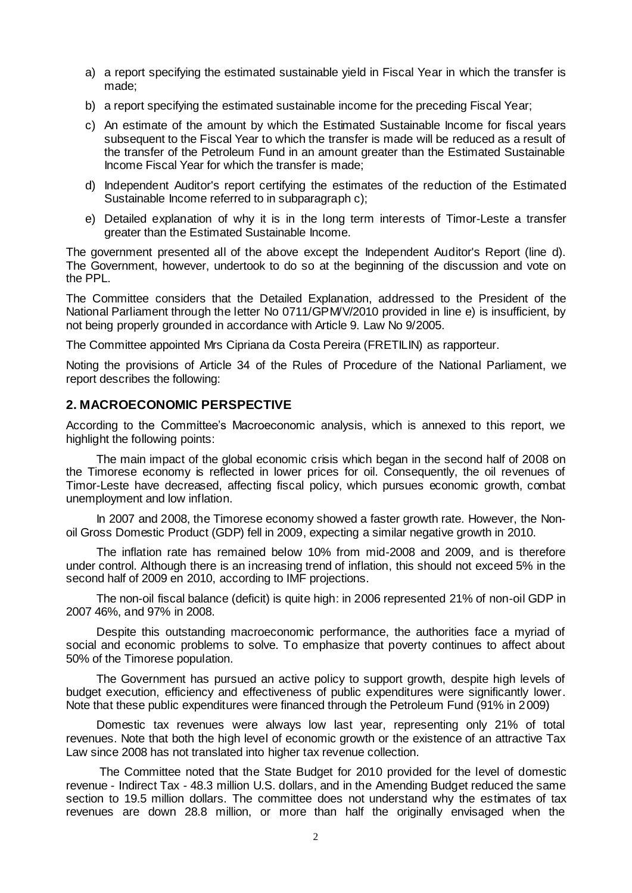a) a report specifying the estimated sustainable yield in Fiscal Year in which the transfer is made;

b) a report specifying the estimated sustainable income for the preceding Fiscal Year;

c) An estimate of the amount by which the Estimated Sustainable Income for fiscal years subsequent to the Fiscal Year to which the transfer is made will be reduced as a result of the transfer of the Petroleum Fund in an amount greater than the Estimated Sustainable Income Fiscal Year for which the transfer is made;

d) Independent Auditor's report certifying the estimates of the reduction of the Estimated Sustainable Income referred to in subparagraph c);

e) Detailed explanation of why it is in the long term interests of Timor-Leste a transfer greater than the Estimated Sustainable Income.

The government presented all of the above except the Independent Auditor's Report (line d). The Government, however, undertook to do so at the beginning of the discussion and vote on the PPL.

The Committee considers that the Detailed Explanation, addressed to the President of the National Parliament through the letter No 0711/GPM/V/2010 provided in line e) is insufficient, by not being properly grounded in accordance with Article 9. Law No 9/2005.

The Committee appointed Mrs Cipriana da Costa Pereira (FRETILIN) as rapporteur.

Noting the provisions of Article 34 of the Rules of Procedure of the National Parliament, we report describes the following:

## 2. MACROECONOMIC PERSPECTIVE

According to the Committee's Macroeconomic analysis, which is annexed to this report, we highlight the following points:

The main impact of the global economic crisis which began in the second half of 2008 on the Timorese economy is reflected in lower prices for oil. Consequently, the oil revenues of Timor-Leste have decreased, affecting fiscal policy, which pursues economic growth, combat unemployment and low inflation.

In 2007 and 2008, the Timorese economy showed a faster growth rate. However, the Non-oil Gross Domestic Product (GDP) fell in 2009, expecting a similar negative growth in 2010.

The inflation rate has remained below 10% from mid-2008 and 2009, and is therefore under control. Although there is an increasing trend of inflation, this should not exceed 5% in the second half of 2009 en 2010, according to IMF projections.

The non-oil fiscal balance (deficit) is quite high: in 2006 represented 21% of non-oil GDP in 2007 46%, and 97% in 2008.

Despite this outstanding macroeconomic performance, the authorities face a myriad of social and economic problems to solve. To emphasize that poverty continues to affect about 50% of the Timorese population.

The Government has pursued an active policy to support growth, despite high levels of budget execution, efficiency and effectiveness of public expenditures were significantly lower. Note that these public expenditures were financed through the Petroleum Fund (91% in 2009)

Domestic tax revenues were always low last year, representing only 21% of total revenues. Note that both the high level of economic growth or the existence of an attractive Tax Law since 2008 has not translated into higher tax revenue collection.

The Committee noted that the State Budget for 2010 provided for the level of domestic revenue - Indirect Tax - 48.3 million U.S. dollars, and in the Amending Budget reduced the same section to 19.5 million dollars. The committee does not understand why the estimates of tax revenues are down 28.8 million, or more than half the originally envisaged when the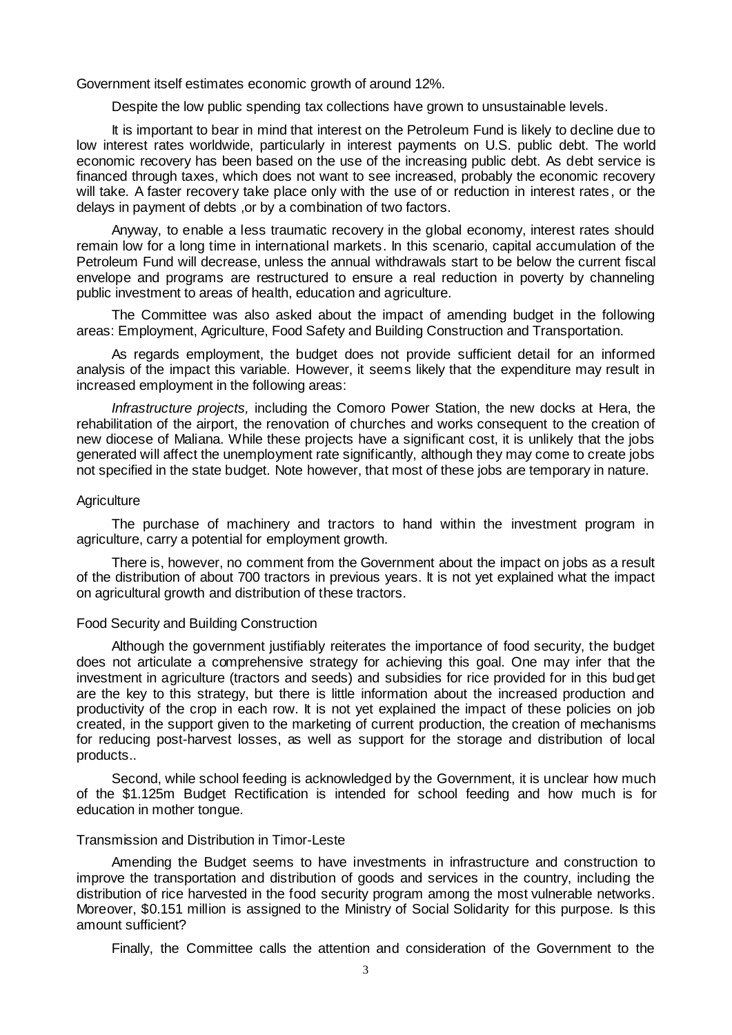Government itself estimates economic growth of around 12%.

Despite the low public spending tax collections have grown to unsustainable levels.

It is important to bear in mind that interest on the Petroleum Fund is likely to decline due to low interest rates worldwide, particularly in interest payments on U.S. public debt. The world economic recovery has been based on the use of the increasing public debt. As debt service is financed through taxes, which does not want to see increased, probably the economic recovery will take. A faster recovery take place only with the use of or reduction in interest rates, or the delays in payment of debts ,or by a combination of two factors.

Anyway, to enable a less traumatic recovery in the global economy, interest rates should remain low for a long time in international markets. In this scenario, capital accumulation of the Petroleum Fund will decrease, unless the annual withdrawals start to be below the current fiscal envelope and programs are restructured to ensure a real reduction in poverty by channeling public investment to areas of health, education and agriculture.

The Committee was also asked about the impact of amending budget in the following areas: Employment, Agriculture, Food Safety and Building Construction and Transportation.

As regards employment, the budget does not provide sufficient detail for an informed analysis of the impact this variable. However, it seems likely that the expenditure may result in increased employment in the following areas:

*Infrastructure projects,* including the Comoro Power Station, the new docks at Hera, the rehabilitation of the airport, the renovation of churches and works consequent to the creation of new diocese of Maliana. While these projects have a significant cost, it is unlikely that the jobs generated will affect the unemployment rate significantly, although they may come to create jobs not specified in the state budget. Note however, that most of these jobs are temporary in nature.

### Agriculture

The purchase of machinery and tractors to hand within the investment program in agriculture, carry a potential for employment growth.

There is, however, no comment from the Government about the impact on jobs as a result of the distribution of about 700 tractors in previous years. It is not yet explained what the impact on agricultural growth and distribution of these tractors.

### Food Security and Building Construction

Although the government justifiably reiterates the importance of food security, the budget does not articulate a comprehensive strategy for achieving this goal. One may infer that the investment in agriculture (tractors and seeds) and subsidies for rice provided for in this budget are the key to this strategy, but there is little information about the increased production and productivity of the crop in each row. It is not yet explained the impact of these policies on job created, in the support given to the marketing of current production, the creation of mechanisms for reducing post-harvest losses, as well as support for the storage and distribution of local products..

Second, while school feeding is acknowledged by the Government, it is unclear how much of the $1.125m Budget Rectification is intended for school feeding and how much is for education in mother tongue.

### Transmission and Distribution in Timor-Leste

Amending the Budget seems to have investments in infrastructure and construction to improve the transportation and distribution of goods and services in the country, including the distribution of rice harvested in the food security program among the most vulnerable networks. Moreover, $0.151 million is assigned to the Ministry of Social Solidarity for this purpose. Is this amount sufficient?

Finally, the Committee calls the attention and consideration of the Government to the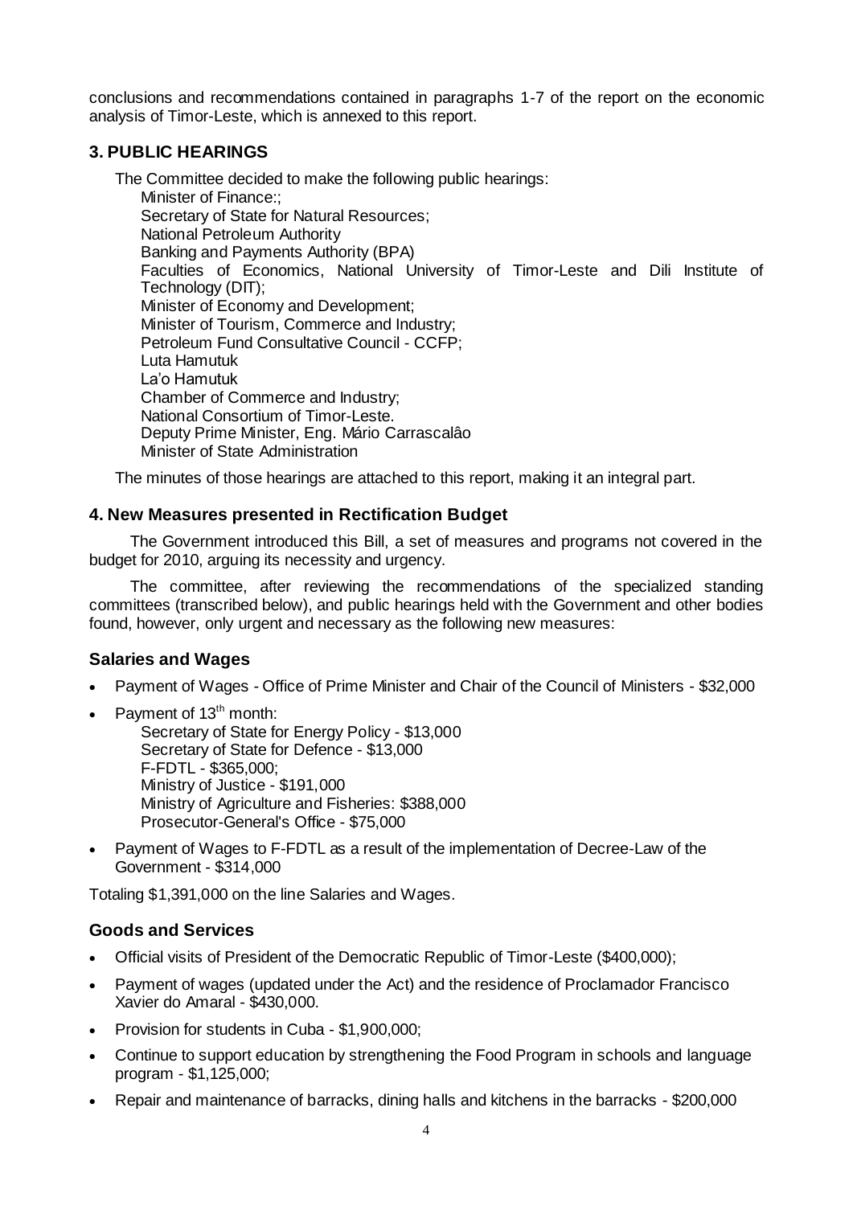conclusions and recommendations contained in paragraphs 1-7 of the report on the economic analysis of Timor-Leste, which is annexed to this report.

## 3. PUBLIC HEARINGS

The Committee decided to make the following public hearings:

Minister of Finance:;
Secretary of State for Natural Resources;
National Petroleum Authority
Banking and Payments Authority (BPA)
Faculties of Economics, National University of Timor-Leste and Dili Institute of Technology (DIT);
Minister of Economy and Development;
Minister of Tourism, Commerce and Industry;
Petroleum Fund Consultative Council - CCFP;
Luta Hamutuk
La'o Hamutuk
Chamber of Commerce and Industry;
National Consortium of Timor-Leste.
Deputy Prime Minister, Eng. Mário Carrascalâo
Minister of State Administration

The minutes of those hearings are attached to this report, making it an integral part.

## 4. New Measures presented in Rectification Budget

The Government introduced this Bill, a set of measures and programs not covered in the budget for 2010, arguing its necessity and urgency.

The committee, after reviewing the recommendations of the specialized standing committees (transcribed below), and public hearings held with the Government and other bodies found, however, only urgent and necessary as the following new measures:

### Salaries and Wages

- Payment of Wages - Office of Prime Minister and Chair of the Council of Ministers - $32,000
- Payment of 13th month:
  Secretary of State for Energy Policy - $13,000
  Secretary of State for Defence - $13,000
  F-FDTL - $365,000;
  Ministry of Justice - $191,000
  Ministry of Agriculture and Fisheries: $388,000
  Prosecutor-General's Office - $75,000
- Payment of Wages to F-FDTL as a result of the implementation of Decree-Law of the Government - $314,000

Totaling $1,391,000 on the line Salaries and Wages.

### Goods and Services

- Official visits of President of the Democratic Republic of Timor-Leste ($400,000);
- Payment of wages (updated under the Act) and the residence of Proclamador Francisco Xavier do Amaral - $430,000.
- Provision for students in Cuba - $1,900,000;
- Continue to support education by strengthening the Food Program in schools and language program - $1,125,000;
- Repair and maintenance of barracks, dining halls and kitchens in the barracks - $200,000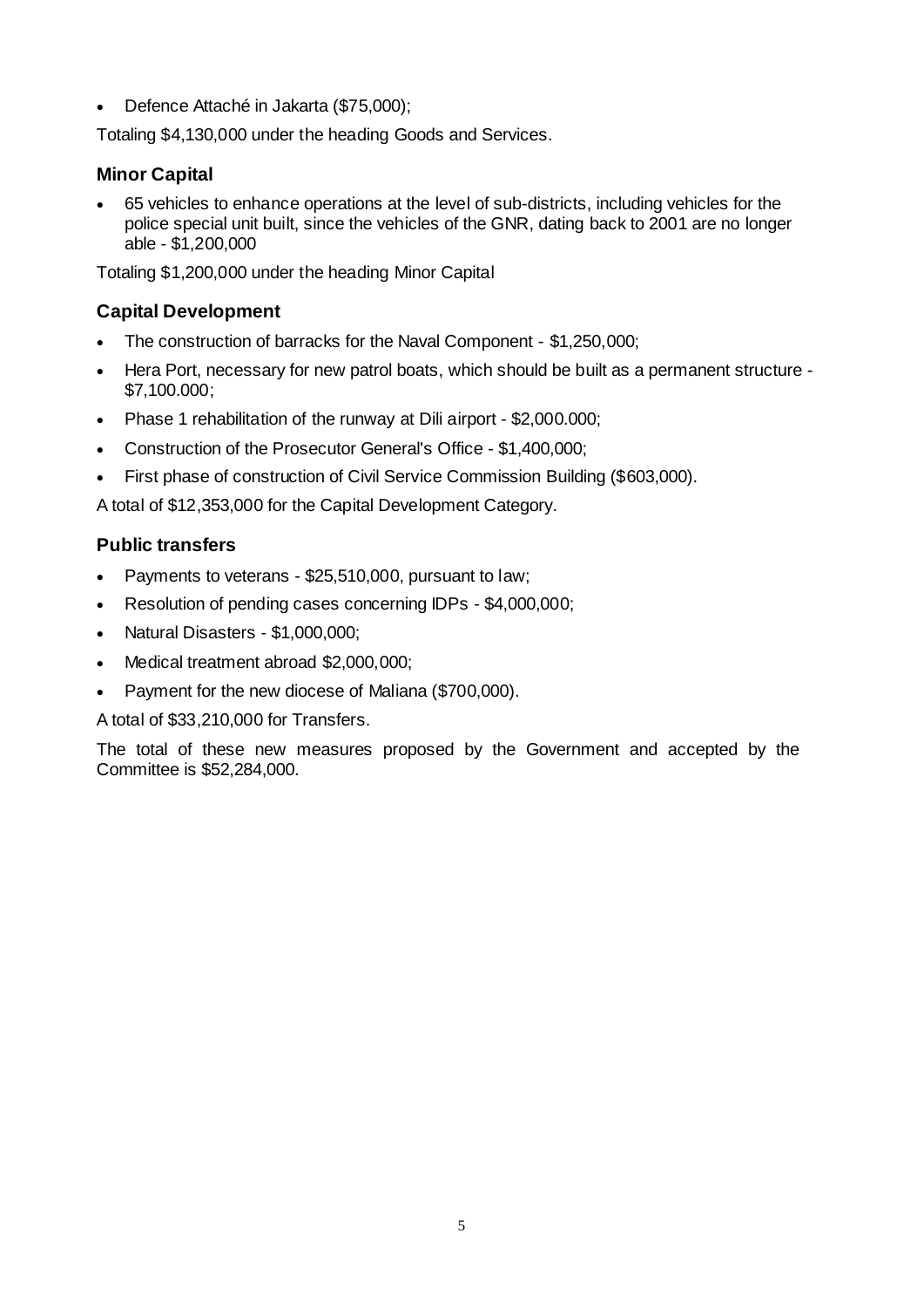- Defence Attaché in Jakarta ($75,000);

Totaling $4,130,000 under the heading Goods and Services.

### Minor Capital

- 65 vehicles to enhance operations at the level of sub-districts, including vehicles for the police special unit built, since the vehicles of the GNR, dating back to 2001 are no longer able - $1,200,000

Totaling $1,200,000 under the heading Minor Capital

### Capital Development

- The construction of barracks for the Naval Component - $1,250,000;
- Hera Port, necessary for new patrol boats, which should be built as a permanent structure - $7,100.000;
- Phase 1 rehabilitation of the runway at Dili airport - $2,000.000;
- Construction of the Prosecutor General's Office - $1,400,000;
- First phase of construction of Civil Service Commission Building ($603,000).

A total of $12,353,000 for the Capital Development Category.

### Public transfers

- Payments to veterans - $25,510,000, pursuant to law;
- Resolution of pending cases concerning IDPs - $4,000,000;
- Natural Disasters - $1,000,000;
- Medical treatment abroad $2,000,000;
- Payment for the new diocese of Maliana ($700,000).

A total of $33,210,000 for Transfers.

The total of these new measures proposed by the Government and accepted by the Committee is $52,284,000.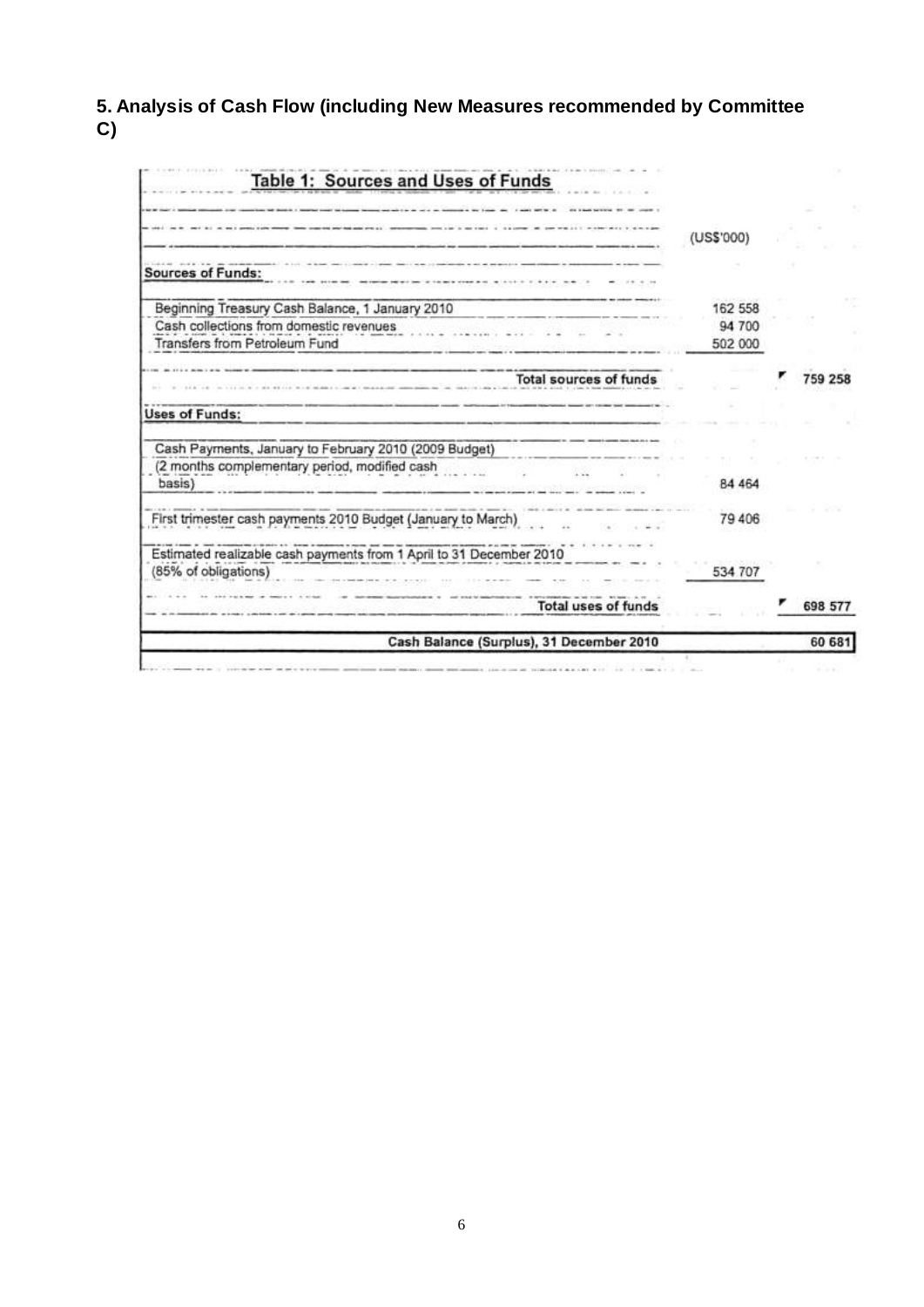## 5. Analysis of Cash Flow (including New Measures recommended by Committee C)

**Table 1: Sources and Uses of Funds**

| | (US$'000) | |
|---|---|---|
| **Sources of Funds:** | | |
| Beginning Treasury Cash Balance, 1 January 2010 | 162 558 | |
| Cash collections from domestic revenues | 94 700 | |
| Transfers from Petroleum Fund | 502 000 | |
| Total sources of funds | | 759 258 |
| **Uses of Funds:** | | |
| Cash Payments, January to February 2010 (2009 Budget) (2 months complementary period, modified cash basis) | 84 464 | |
| First trimester cash payments 2010 Budget (January to March) | 79 406 | |
| Estimated realizable cash payments from 1 April to 31 December 2010 (85% of obligations) | 534 707 | |
| Total uses of funds | | 698 577 |
| **Cash Balance (Surplus), 31 December 2010** | | **60 681** |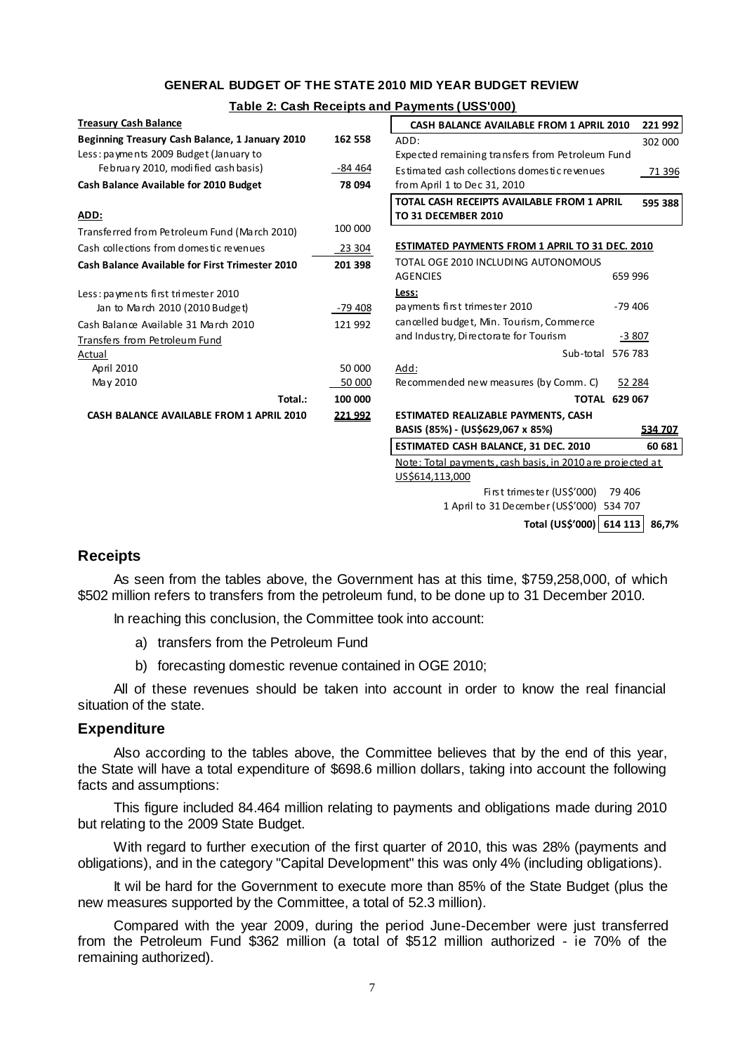**GENERAL BUDGET OF THE STATE 2010 MID YEAR BUDGET REVIEW**

**Table 2: Cash Receipts and Payments (USS'000)**

| **Treasury Cash Balance** | |
|---|---|
| **Beginning Treasury Cash Balance, 1 January 2010** | **162 558** |
| Less: payments 2009 Budget (January to February 2010, modified cash basis) | -84 464 |
| **Cash Balance Available for 2010 Budget** | **78 094** |
| **ADD:** | |
| Transferred from Petroleum Fund (March 2010) | 100 000 |
| Cash collections from domestic revenues | 23 304 |
| **Cash Balance Available for First Trimester 2010** | **201 398** |
| Less: payments first trimester 2010 Jan to March 2010 (2010 Budget) | -79 408 |
| Cash Balance Available 31 March 2010 | 121 992 |
| Transfers from Petroleum Fund | |
| Actual | |
| April 2010 | 50 000 |
| May 2010 | 50 000 |
| Total.: | **100 000** |
| **CASH BALANCE AVAILABLE FROM 1 APRIL 2010** | **221 992** |

| | | |
|---|---|---|
| **CASH BALANCE AVAILABLE FROM 1 APRIL 2010** | | **221 992** |
| ADD: | | |
| Expected remaining transfers from Petroleum Fund | | 302 000 |
| Estimated cash collections domestic revenues from April 1 to Dec 31, 2010 | | 71 396 |
| **TOTAL CASH RECEIPTS AVAILABLE FROM 1 APRIL TO 31 DECEMBER 2010** | | **595 388** |
| **ESTIMATED PAYMENTS FROM 1 APRIL TO 31 DEC. 2010** | | |
| TOTAL OGE 2010 INCLUDING AUTONOMOUS AGENCIES | 659 996 | |
| **Less:** | | |
| payments first trimester 2010 | -79 406 | |
| cancelled budget, Min. Tourism, Commerce and Industry, Directorate for Tourism | -3 807 | |
| Sub-total | 576 783 | |
| Add: | | |
| Recommended new measures (by Comm. C) | 52 284 | |
| **TOTAL** | **629 067** | |
| **ESTIMATED REALIZABLE PAYMENTS, CASH BASIS (85%) - (US$629,067 x 85%)** | | **534 707** |
| **ESTIMATED CASH BALANCE, 31 DEC. 2010** | | **60 681** |

Note: Total payments, cash basis, in 2010 are projected at US$614,113,000

| | | |
|---|---|---|
| First trimester (US$'000) | 79 406 | |
| 1 April to 31 December (US$'000) | 534 707 | |
| **Total (US$'000)** | **614 113** | **86,7%** |

## Receipts

As seen from the tables above, the Government has at this time, $759,258,000, of which $502 million refers to transfers from the petroleum fund, to be done up to 31 December 2010.

In reaching this conclusion, the Committee took into account:

a) transfers from the Petroleum Fund

b) forecasting domestic revenue contained in OGE 2010;

All of these revenues should be taken into account in order to know the real financial situation of the state.

## Expenditure

Also according to the tables above, the Committee believes that by the end of this year, the State will have a total expenditure of $698.6 million dollars, taking into account the following facts and assumptions:

This figure included 84.464 million relating to payments and obligations made during 2010 but relating to the 2009 State Budget.

With regard to further execution of the first quarter of 2010, this was 28% (payments and obligations), and in the category "Capital Development" this was only 4% (including obligations).

It wil be hard for the Government to execute more than 85% of the State Budget (plus the new measures supported by the Committee, a total of 52.3 million).

Compared with the year 2009, during the period June-December were just transferred from the Petroleum Fund $362 million (a total of $512 million authorized - ie 70% of the remaining authorized).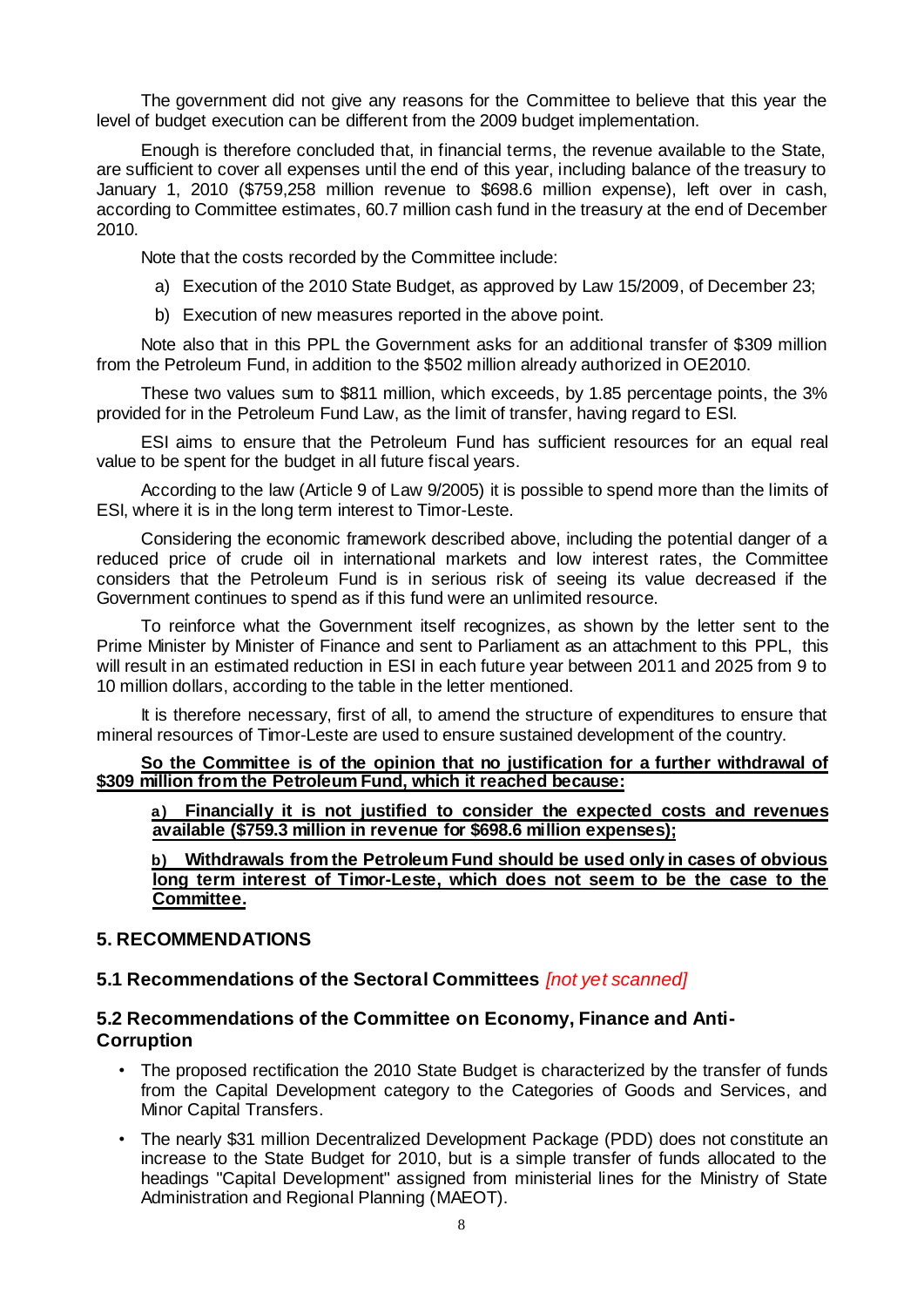The government did not give any reasons for the Committee to believe that this year the level of budget execution can be different from the 2009 budget implementation.

Enough is therefore concluded that, in financial terms, the revenue available to the State, are sufficient to cover all expenses until the end of this year, including balance of the treasury to January 1, 2010 ($759,258 million revenue to $698.6 million expense), left over in cash, according to Committee estimates, 60.7 million cash fund in the treasury at the end of December 2010.

Note that the costs recorded by the Committee include:

a) Execution of the 2010 State Budget, as approved by Law 15/2009, of December 23;

b) Execution of new measures reported in the above point.

Note also that in this PPL the Government asks for an additional transfer of $309 million from the Petroleum Fund, in addition to the $502 million already authorized in OE2010.

These two values sum to $811 million, which exceeds, by 1.85 percentage points, the 3% provided for in the Petroleum Fund Law, as the limit of transfer, having regard to ESI.

ESI aims to ensure that the Petroleum Fund has sufficient resources for an equal real value to be spent for the budget in all future fiscal years.

According to the law (Article 9 of Law 9/2005) it is possible to spend more than the limits of ESI, where it is in the long term interest to Timor-Leste.

Considering the economic framework described above, including the potential danger of a reduced price of crude oil in international markets and low interest rates, the Committee considers that the Petroleum Fund is in serious risk of seeing its value decreased if the Government continues to spend as if this fund were an unlimited resource.

To reinforce what the Government itself recognizes, as shown by the letter sent to the Prime Minister by Minister of Finance and sent to Parliament as an attachment to this PPL, this will result in an estimated reduction in ESI in each future year between 2011 and 2025 from 9 to 10 million dollars, according to the table in the letter mentioned.

It is therefore necessary, first of all, to amend the structure of expenditures to ensure that mineral resources of Timor-Leste are used to ensure sustained development of the country.

**So the Committee is of the opinion that no justification for a further withdrawal of $309 million from the Petroleum Fund, which it reached because:**

**a) Financially it is not justified to consider the expected costs and revenues available ($759.3 million in revenue for $698.6 million expenses);**

**b) Withdrawals from the Petroleum Fund should be used only in cases of obvious long term interest of Timor-Leste, which does not seem to be the case to the Committee.**

## 5. RECOMMENDATIONS

### 5.1 Recommendations of the Sectoral Committees *[not yet scanned]*

### 5.2 Recommendations of the Committee on Economy, Finance and Anti-Corruption

- The proposed rectification the 2010 State Budget is characterized by the transfer of funds from the Capital Development category to the Categories of Goods and Services, and Minor Capital Transfers.
- The nearly $31 million Decentralized Development Package (PDD) does not constitute an increase to the State Budget for 2010, but is a simple transfer of funds allocated to the headings "Capital Development" assigned from ministerial lines for the Ministry of State Administration and Regional Planning (MAEOT).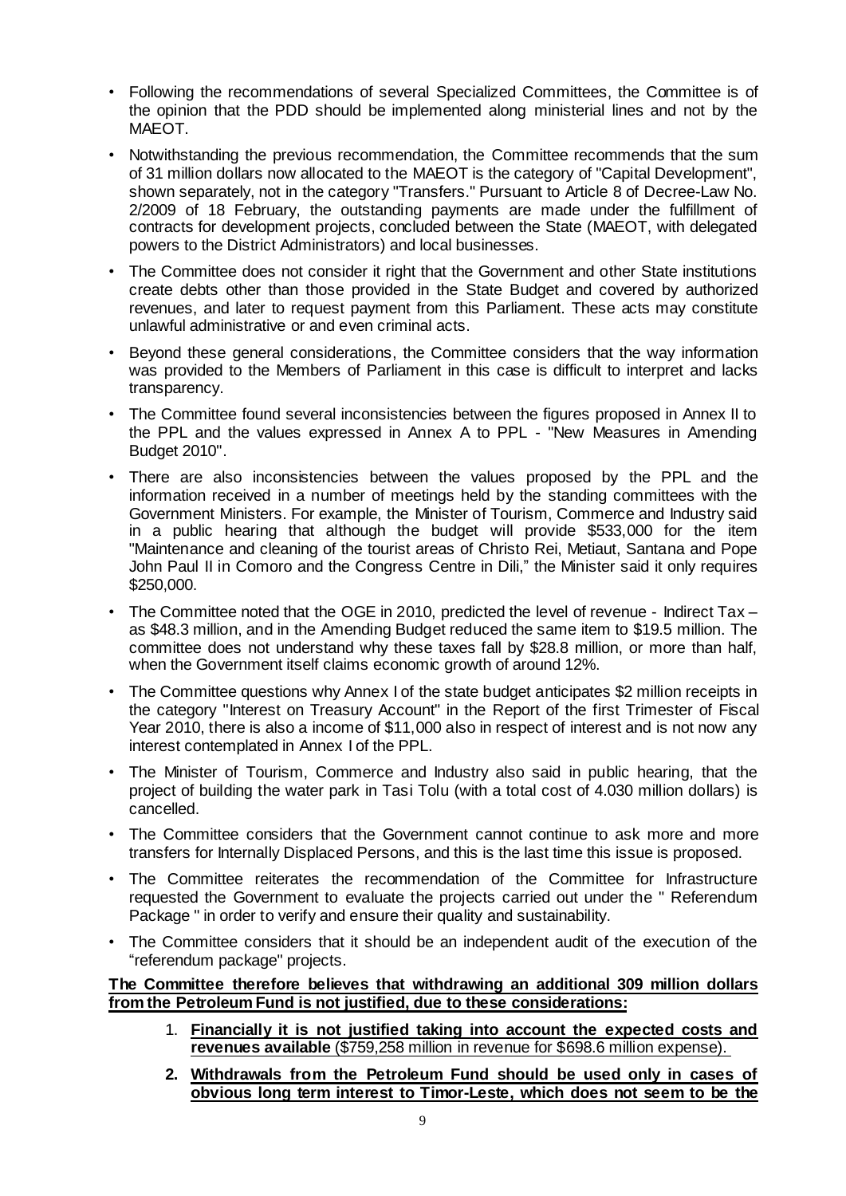- Following the recommendations of several Specialized Committees, the Committee is of the opinion that the PDD should be implemented along ministerial lines and not by the MAEOT.
- Notwithstanding the previous recommendation, the Committee recommends that the sum of 31 million dollars now allocated to the MAEOT is the category of "Capital Development", shown separately, not in the category "Transfers." Pursuant to Article 8 of Decree-Law No. 2/2009 of 18 February, the outstanding payments are made under the fulfillment of contracts for development projects, concluded between the State (MAEOT, with delegated powers to the District Administrators) and local businesses.
- The Committee does not consider it right that the Government and other State institutions create debts other than those provided in the State Budget and covered by authorized revenues, and later to request payment from this Parliament. These acts may constitute unlawful administrative or and even criminal acts.
- Beyond these general considerations, the Committee considers that the way information was provided to the Members of Parliament in this case is difficult to interpret and lacks transparency.
- The Committee found several inconsistencies between the figures proposed in Annex II to the PPL and the values expressed in Annex A to PPL - "New Measures in Amending Budget 2010".
- There are also inconsistencies between the values proposed by the PPL and the information received in a number of meetings held by the standing committees with the Government Ministers. For example, the Minister of Tourism, Commerce and Industry said in a public hearing that although the budget will provide \$533,000 for the item "Maintenance and cleaning of the tourist areas of Christo Rei, Metiaut, Santana and Pope John Paul II in Comoro and the Congress Centre in Dili," the Minister said it only requires \$250,000.
- The Committee noted that the OGE in 2010, predicted the level of revenue - Indirect Tax – as \$48.3 million, and in the Amending Budget reduced the same item to \$19.5 million. The committee does not understand why these taxes fall by \$28.8 million, or more than half, when the Government itself claims economic growth of around 12%.
- The Committee questions why Annex I of the state budget anticipates \$2 million receipts in the category "Interest on Treasury Account" in the Report of the first Trimester of Fiscal Year 2010, there is also a income of \$11,000 also in respect of interest and is not now any interest contemplated in Annex I of the PPL.
- The Minister of Tourism, Commerce and Industry also said in public hearing, that the project of building the water park in Tasi Tolu (with a total cost of 4.030 million dollars) is cancelled.
- The Committee considers that the Government cannot continue to ask more and more transfers for Internally Displaced Persons, and this is the last time this issue is proposed.
- The Committee reiterates the recommendation of the Committee for Infrastructure requested the Government to evaluate the projects carried out under the " Referendum Package " in order to verify and ensure their quality and sustainability.
- The Committee considers that it should be an independent audit of the execution of the "referendum package" projects.

**The Committee therefore believes that withdrawing an additional 309 million dollars from the Petroleum Fund is not justified, due to these considerations:**

1. **Financially it is not justified taking into account the expected costs and revenues available** (\$759,258 million in revenue for \$698.6 million expense).
2. **Withdrawals from the Petroleum Fund should be used only in cases of obvious long term interest to Timor-Leste, which does not seem to be the**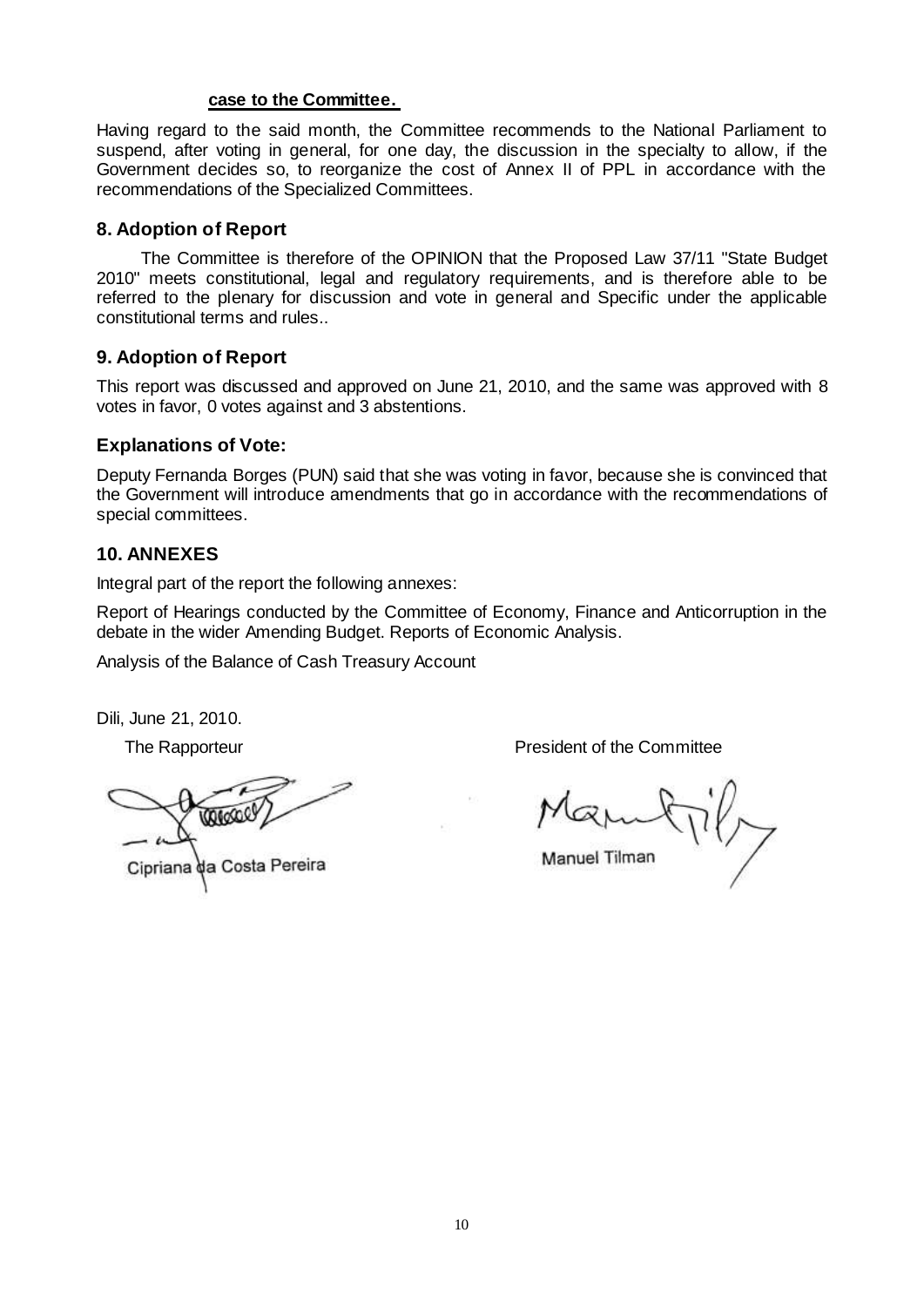**case to the Committee.**

Having regard to the said month, the Committee recommends to the National Parliament to suspend, after voting in general, for one day, the discussion in the specialty to allow, if the Government decides so, to reorganize the cost of Annex II of PPL in accordance with the recommendations of the Specialized Committees.

## 8. Adoption of Report

The Committee is therefore of the OPINION that the Proposed Law 37/11 "State Budget 2010" meets constitutional, legal and regulatory requirements, and is therefore able to be referred to the plenary for discussion and vote in general and Specific under the applicable constitutional terms and rules..

## 9. Adoption of Report

This report was discussed and approved on June 21, 2010, and the same was approved with 8 votes in favor, 0 votes against and 3 abstentions.

## Explanations of Vote:

Deputy Fernanda Borges (PUN) said that she was voting in favor, because she is convinced that the Government will introduce amendments that go in accordance with the recommendations of special committees.

## 10. ANNEXES

Integral part of the report the following annexes:

Report of Hearings conducted by the Committee of Economy, Finance and Anticorruption in the debate in the wider Amending Budget. Reports of Economic Analysis.

Analysis of the Balance of Cash Treasury Account

Dili, June 21, 2010.

The Rapporteur

Cipriana da Costa Pereira

President of the Committee

Manuel Tilman